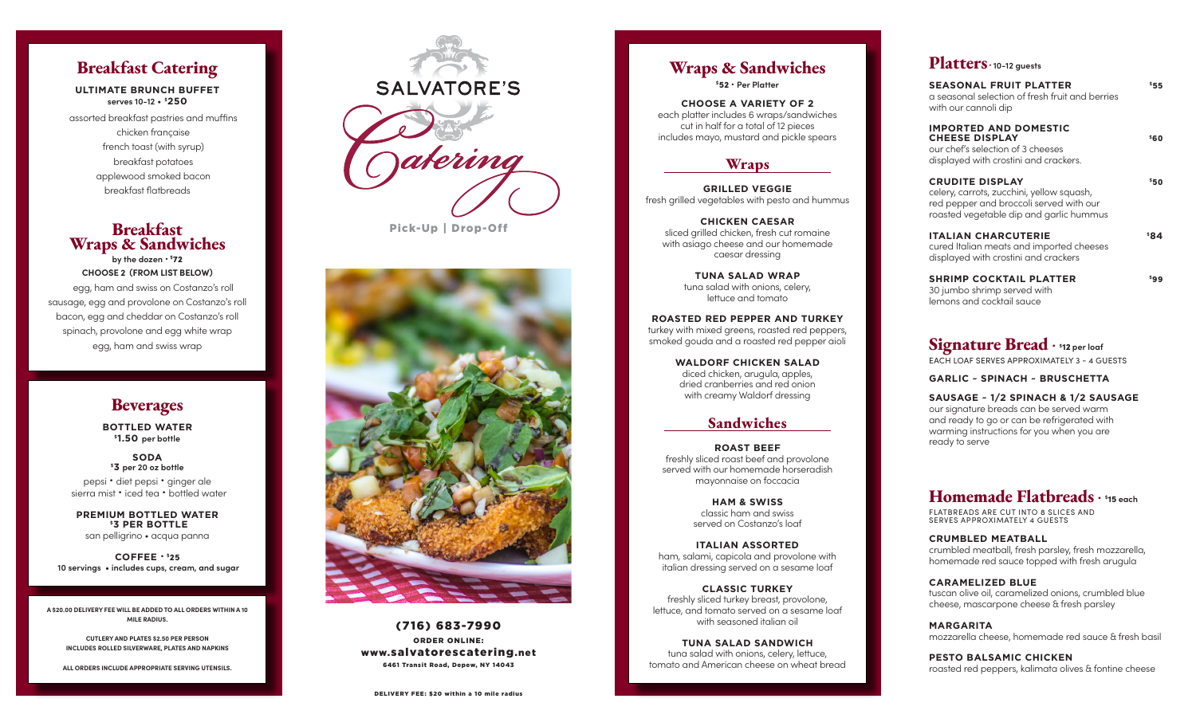## Breakfast Catering

**ULTIMATE BRUNCH BUFFET**
**serves 10-12 • $250**

assorted breakfast pastries and muffins
chicken française
french toast (with syrup)
breakfast potatoes
applewood smoked bacon
breakfast flatbreads

## Breakfast Wraps & Sandwiches

**by the dozen • $72**
**CHOOSE 2 (FROM LIST BELOW)**

egg, ham and swiss on Costanzo's roll
sausage, egg and provolone on Costanzo's roll
bacon, egg and cheddar on Costanzo's roll
spinach, provolone and egg white wrap
egg, ham and swiss wrap

## Beverages

**BOTTLED WATER**
**$1.50 per bottle**

**SODA**
**$3 per 20 oz bottle**
pepsi • diet pepsi • ginger ale
sierra mist • iced tea • bottled water

**PREMIUM BOTTLED WATER**
**$3 PER BOTTLE**
san pelligrino • acqua panna

**COFFEE • $25**
**10 servings • includes cups, cream, and sugar**

**A $20.00 DELIVERY FEE WILL BE ADDED TO ALL ORDERS WITHIN A 10 MILE RADIUS.**

**CUTLERY AND PLATES $2.50 PER PERSON INCLUDES ROLLED SILVERWARE, PLATES AND NAPKINS**

**ALL ORDERS INCLUDE APPROPRIATE SERVING UTENSILS.**

# SALVATORE'S Catering

**Pick-Up | Drop-Off**

**(716) 683-7990**
**ORDER ONLINE:**
**www.salvatorescatering.net**
**6461 Transit Road, Depew, NY 14043**

**DELIVERY FEE: $20 within a 10 mile radius**

## Wraps & Sandwiches

**$52 • Per Platter**

**CHOOSE A VARIETY OF 2**
each platter includes 6 wraps/sandwiches cut in half for a total of 12 pieces
includes mayo, mustard and pickle spears

### Wraps

**GRILLED VEGGIE**
fresh grilled vegetables with pesto and hummus

**CHICKEN CAESAR**
sliced grilled chicken, fresh cut romaine with asiago cheese and our homemade caesar dressing

**TUNA SALAD WRAP**
tuna salad with onions, celery, lettuce and tomato

**ROASTED RED PEPPER AND TURKEY**
turkey with mixed greens, roasted red peppers, smoked gouda and a roasted red pepper aioli

**WALDORF CHICKEN SALAD**
diced chicken, arugula, apples, dried cranberries and red onion with creamy Waldorf dressing

### Sandwiches

**ROAST BEEF**
freshly sliced roast beef and provolone served with our homemade horseradish mayonnaise on foccacia

**HAM & SWISS**
classic ham and swiss served on Costanzo's loaf

**ITALIAN ASSORTED**
ham, salami, capicola and provolone with italian dressing served on a sesame loaf

**CLASSIC TURKEY**
freshly sliced turkey breast, provolone, lettuce, and tomato served on a sesame loaf with seasoned italian oil

**TUNA SALAD SANDWICH**
tuna salad with onions, celery, lettuce, tomato and American cheese on wheat bread

## Platters • 10-12 guests

**SEASONAL FRUIT PLATTER** — **$55**
a seasonal selection of fresh fruit and berries with our cannoli dip

**IMPORTED AND DOMESTIC CHEESE DISPLAY** — **$60**
our chef's selection of 3 cheeses displayed with crostini and crackers.

**CRUDITE DISPLAY** — **$50**
celery, carrots, zucchini, yellow squash, red pepper and broccoli served with our roasted vegetable dip and garlic hummus

**ITALIAN CHARCUTERIE** — **$84**
cured Italian meats and imported cheeses displayed with crostini and crackers

**SHRIMP COCKTAIL PLATTER** — **$99**
30 jumbo shrimp served with lemons and cocktail sauce

## Signature Bread • $12 per loaf

EACH LOAF SERVES APPROXIMATELY 3 - 4 GUESTS

**GARLIC ~ SPINACH ~ BRUSCHETTA**

**SAUSAGE ~ 1/2 SPINACH & 1/2 SAUSAGE**
our signature breads can be served warm and ready to go or can be refrigerated with warming instructions for you when you are ready to serve

## Homemade Flatbreads • $15 each

FLATBREADS ARE CUT INTO 8 SLICES AND SERVES APPROXIMATELY 4 GUESTS

**CRUMBLED MEATBALL**
crumbled meatball, fresh parsley, fresh mozzarella, homemade red sauce topped with fresh arugula

**CARAMELIZED BLUE**
tuscan olive oil, caramelized onions, crumbled blue cheese, mascarpone cheese & fresh parsley

**MARGARITA**
mozzarella cheese, homemade red sauce & fresh basil

**PESTO BALSAMIC CHICKEN**
roasted red peppers, kalimata olives & fontine cheese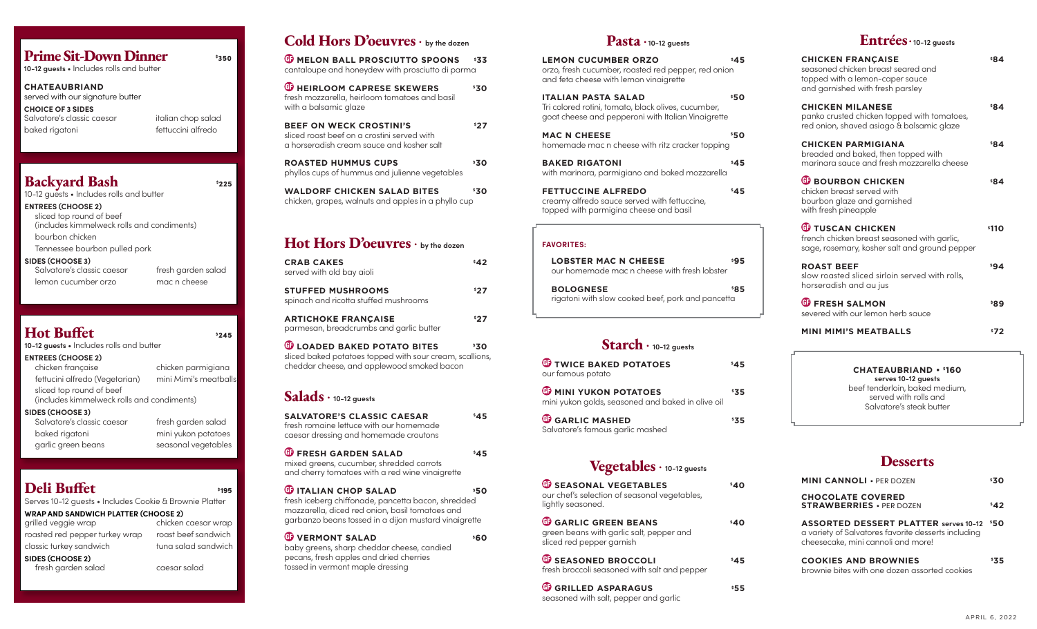## Prime Sit-Down Dinner — $350

10-12 guests • Includes rolls and butter

**CHATEAUBRIAND**
served with our signature butter

**CHOICE OF 3 SIDES**
- Salvatore's classic caesar
- italian chop salad
- baked rigatoni
- fettuccini alfredo

## Backyard Bash — $225

10-12 guests • Includes rolls and butter

**ENTREES (CHOOSE 2)**
- sliced top round of beef (includes kimmelweck rolls and condiments)
- bourbon chicken
- Tennessee bourbon pulled pork

**SIDES (CHOOSE 3)**
- Salvatore's classic caesar
- fresh garden salad
- lemon cucumber orzo
- mac n cheese

## Hot Buffet — $245

10-12 guests • Includes rolls and butter

**ENTREES (CHOOSE 2)**
- chicken française
- chicken parmigiana
- fettucini alfredo (Vegetarian)
- mini Mimi's meatballs
- sliced top round of beef (includes kimmelweck rolls and condiments)

**SIDES (CHOOSE 3)**
- Salvatore's classic caesar
- fresh garden salad
- baked rigatoni
- mini yukon potatoes
- garlic green beans
- seasonal vegetables

## Deli Buffet — $195

Serves 10-12 guests • Includes Cookie & Brownie Platter

**WRAP AND SANDWICH PLATTER (CHOOSE 2)**
- grilled veggie wrap
- chicken caesar wrap
- roasted red pepper turkey wrap
- roast beef sandwich
- classic turkey sandwich
- tuna salad sandwich

**SIDES (CHOOSE 2)**
- fresh garden salad
- caesar salad

## Cold Hors D'oeuvres · by the dozen

**GF MELON BALL PROSCIUTTO SPOONS** — $33
cantaloupe and honeydew with prosciutto di parma

**GF HEIRLOOM CAPRESE SKEWERS** — $30
fresh mozzarella, heirloom tomatoes and basil with a balsamic glaze

**BEEF ON WECK CROSTINI'S** — $27
sliced roast beef on a crostini served with a horseradish cream sauce and kosher salt

**ROASTED HUMMUS CUPS** — $30
phyllos cups of hummus and julienne vegetables

**WALDORF CHICKEN SALAD BITES** — $30
chicken, grapes, walnuts and apples in a phyllo cup

## Hot Hors D'oeuvres · by the dozen

**CRAB CAKES** — $42
served with old bay aioli

**STUFFED MUSHROOMS** — $27
spinach and ricotta stuffed mushrooms

**ARTICHOKE FRANÇAISE** — $27
parmesan, breadcrumbs and garlic butter

**GF LOADED BAKED POTATO BITES** — $30
sliced baked potatoes topped with sour cream, scallions, cheddar cheese, and applewood smoked bacon

## Salads · 10-12 guests

**SALVATORE'S CLASSIC CAESAR** — $45
fresh romaine lettuce with our homemade caesar dressing and homemade croutons

**GF FRESH GARDEN SALAD** — $45
mixed greens, cucumber, shredded carrots and cherry tomatoes with a red wine vinaigrette

**GF ITALIAN CHOP SALAD** — $50
fresh iceberg chiffonade, pancetta bacon, shredded mozzarella, diced red onion, basil tomatoes and garbanzo beans tossed in a dijon mustard vinaigrette

**GF VERMONT SALAD** — $60
baby greens, sharp cheddar cheese, candied pecans, fresh apples and dried cherries tossed in vermont maple dressing

## Pasta · 10-12 guests

**LEMON CUCUMBER ORZO** — $45
orzo, fresh cucumber, roasted red pepper, red onion and feta cheese with lemon vinaigrette

**ITALIAN PASTA SALAD** — $50
Tri colored rotini, tomato, black olives, cucumber, goat cheese and pepperoni with Italian Vinaigrette

**MAC N CHEESE** — $50
homemade mac n cheese with ritz cracker topping

**BAKED RIGATONI** — $45
with marinara, parmigiano and baked mozzarella

**FETTUCCINE ALFREDO** — $45
creamy alfredo sauce served with fettuccine, topped with parmigina cheese and basil

**FAVORITES:**

**LOBSTER MAC N CHEESE** — $95
our homemade mac n cheese with fresh lobster

**BOLOGNESE** — $85
rigatoni with slow cooked beef, pork and pancetta

## Starch · 10-12 guests

**GF TWICE BAKED POTATOES** — $45
our famous potato

**GF MINI YUKON POTATOES** — $35
mini yukon golds, seasoned and baked in olive oil

**GF GARLIC MASHED** — $35
Salvatore's famous garlic mashed

## Vegetables · 10-12 guests

**GF SEASONAL VEGETABLES** — $40
our chef's selection of seasonal vegetables, lightly seasoned.

**GF GARLIC GREEN BEANS** — $40
green beans with garlic salt, pepper and sliced red pepper garnish

**GF SEASONED BROCCOLI** — $45
fresh broccoli seasoned with salt and pepper

**GF GRILLED ASPARAGUS** — $55
seasoned with salt, pepper and garlic

## Entrées · 10-12 guests

**CHICKEN FRANÇAISE** — $84
seasoned chicken breast seared and topped with a lemon-caper sauce and garnished with fresh parsley

**CHICKEN MILANESE** — $84
panko crusted chicken topped with tomatoes, red onion, shaved asiago & balsamic glaze

**CHICKEN PARMIGIANA** — $84
breaded and baked, then topped with marinara sauce and fresh mozzarella cheese

**GF BOURBON CHICKEN** — $84
chicken breast served with bourbon glaze and garnished with fresh pineapple

**GF TUSCAN CHICKEN** — $110
french chicken breast seasoned with garlic, sage, rosemary, kosher salt and ground pepper

**ROAST BEEF** — $94
slow roasted sliced sirloin served with rolls, horseradish and au jus

**GF FRESH SALMON** — $89
severed with our lemon herb sauce

**MINI MIMI'S MEATBALLS** — $72

**CHATEAUBRIAND • $160**
serves 10-12 guests
beef tenderloin, baked medium, served with rolls and Salvatore's steak butter

## Desserts

**MINI CANNOLI** • PER DOZEN — $30

**CHOCOLATE COVERED STRAWBERRIES** • PER DOZEN — $42

**ASSORTED DESSERT PLATTER** serves 10-12 — $50
a variety of Salvatores favorite desserts including cheesecake, mini cannoli and more!

**COOKIES AND BROWNIES** — $35
brownie bites with one dozen assorted cookies

APRIL 6, 2022